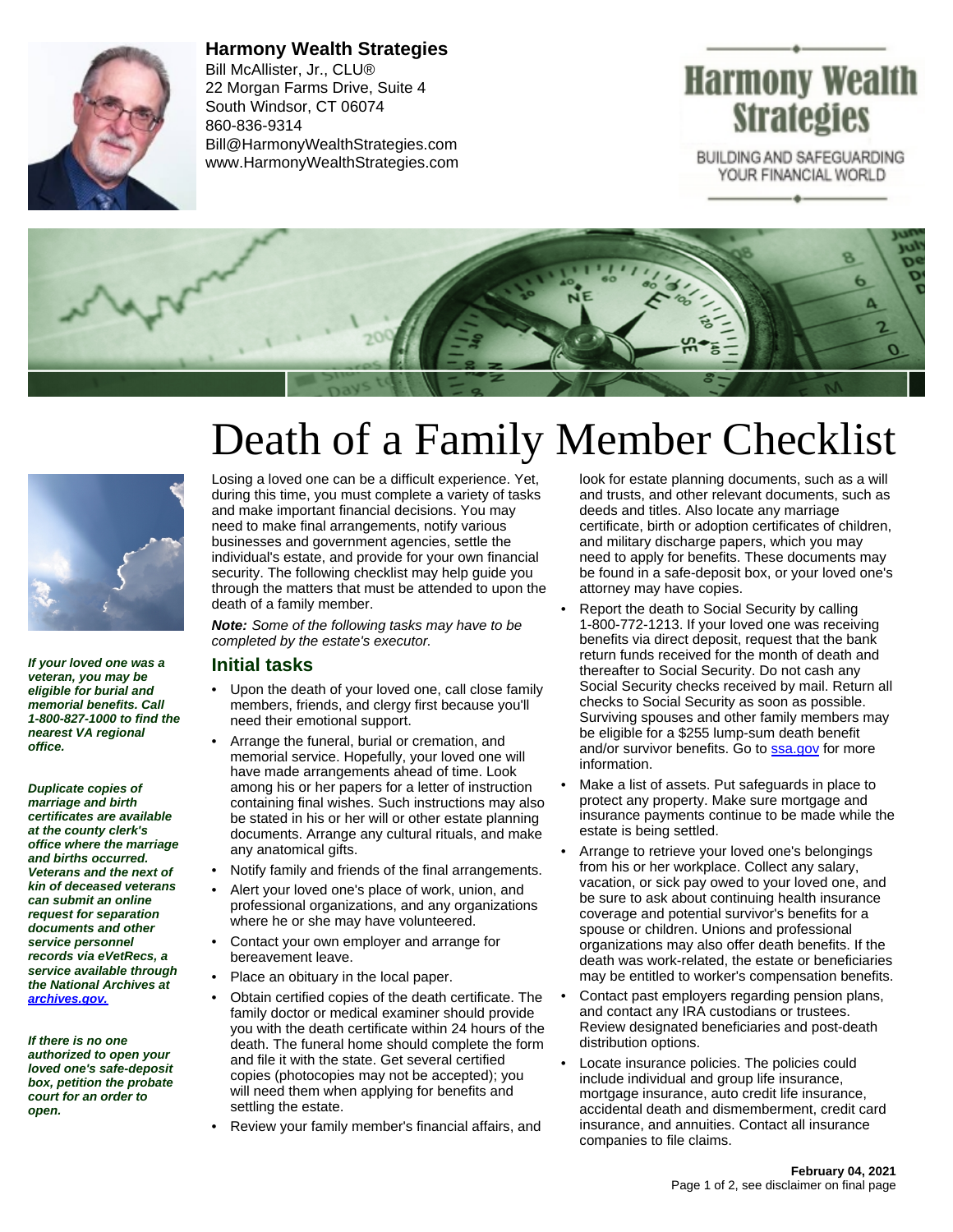**Harmony Wealth Strategies**
Bill McAllister, Jr., CLU®
22 Morgan Farms Drive, Suite 4
South Windsor, CT 06074
860-836-9314
Bill@HarmonyWealthStrategies.com
www.HarmonyWealthStrategies.com

Harmony Wealth Strategies
BUILDING AND SAFEGUARDING YOUR FINANCIAL WORLD

# Death of a Family Member Checklist

Losing a loved one can be a difficult experience. Yet, during this time, you must complete a variety of tasks and make important financial decisions. You may need to make final arrangements, notify various businesses and government agencies, settle the individual's estate, and provide for your own financial security. The following checklist may help guide you through the matters that must be attended to upon the death of a family member.

***Note:*** *Some of the following tasks may have to be completed by the estate's executor.*

## Initial tasks

- Upon the death of your loved one, call close family members, friends, and clergy first because you'll need their emotional support.
- Arrange the funeral, burial or cremation, and memorial service. Hopefully, your loved one will have made arrangements ahead of time. Look among his or her papers for a letter of instruction containing final wishes. Such instructions may also be stated in his or her will or other estate planning documents. Arrange any cultural rituals, and make any anatomical gifts.
- Notify family and friends of the final arrangements.
- Alert your loved one's place of work, union, and professional organizations, and any organizations where he or she may have volunteered.
- Contact your own employer and arrange for bereavement leave.
- Place an obituary in the local paper.
- Obtain certified copies of the death certificate. The family doctor or medical examiner should provide you with the death certificate within 24 hours of the death. The funeral home should complete the form and file it with the state. Get several certified copies (photocopies may not be accepted); you will need them when applying for benefits and settling the estate.
- Review your family member's financial affairs, and look for estate planning documents, such as a will and trusts, and other relevant documents, such as deeds and titles. Also locate any marriage certificate, birth or adoption certificates of children, and military discharge papers, which you may need to apply for benefits. These documents may be found in a safe-deposit box, or your loved one's attorney may have copies.
- Report the death to Social Security by calling 1-800-772-1213. If your loved one was receiving benefits via direct deposit, request that the bank return funds received for the month of death and thereafter to Social Security. Do not cash any Social Security checks received by mail. Return all checks to Social Security as soon as possible. Surviving spouses and other family members may be eligible for a $255 lump-sum death benefit and/or survivor benefits. Go to [ssa.gov](ssa.gov) for more information.
- Make a list of assets. Put safeguards in place to protect any property. Make sure mortgage and insurance payments continue to be made while the estate is being settled.
- Arrange to retrieve your loved one's belongings from his or her workplace. Collect any salary, vacation, or sick pay owed to your loved one, and be sure to ask about continuing health insurance coverage and potential survivor's benefits for a spouse or children. Unions and professional organizations may also offer death benefits. If the death was work-related, the estate or beneficiaries may be entitled to worker's compensation benefits.
- Contact past employers regarding pension plans, and contact any IRA custodians or trustees. Review designated beneficiaries and post-death distribution options.
- Locate insurance policies. The policies could include individual and group life insurance, mortgage insurance, auto credit life insurance, accidental death and dismemberment, credit card insurance, and annuities. Contact all insurance companies to file claims.

***If your loved one was a veteran, you may be eligible for burial and memorial benefits. Call 1-800-827-1000 to find the nearest VA regional office.***

***Duplicate copies of marriage and birth certificates are available at the county clerk's office where the marriage and births occurred. Veterans and the next of kin of deceased veterans can submit an online request for separation documents and other service personnel records via eVetRecs, a service available through the National Archives at [archives.gov.](archives.gov)***

***If there is no one authorized to open your loved one's safe-deposit box, petition the probate court for an order to open.***

**February 04, 2021**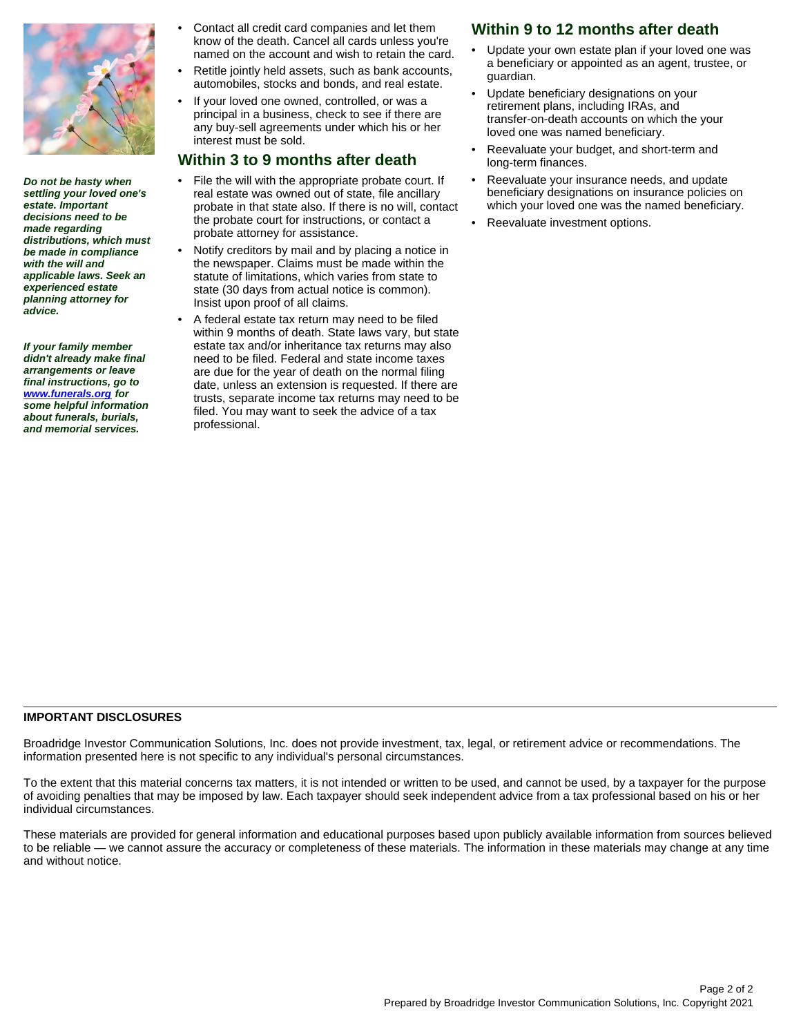*__Do not be hasty when settling your loved one's estate. Important decisions need to be made regarding distributions, which must be made in compliance with the will and applicable laws. Seek an experienced estate planning attorney for advice.__*

*__If your family member didn't already make final arrangements or leave final instructions, go to www.funerals.org for some helpful information about funerals, burials, and memorial services.__*

- Contact all credit card companies and let them know of the death. Cancel all cards unless you're named on the account and wish to retain the card.
- Retitle jointly held assets, such as bank accounts, automobiles, stocks and bonds, and real estate.
- If your loved one owned, controlled, or was a principal in a business, check to see if there are any buy-sell agreements under which his or her interest must be sold.

## Within 3 to 9 months after death

- File the will with the appropriate probate court. If real estate was owned out of state, file ancillary probate in that state also. If there is no will, contact the probate court for instructions, or contact a probate attorney for assistance.
- Notify creditors by mail and by placing a notice in the newspaper. Claims must be made within the statute of limitations, which varies from state to state (30 days from actual notice is common). Insist upon proof of all claims.
- A federal estate tax return may need to be filed within 9 months of death. State laws vary, but state estate tax and/or inheritance tax returns may also need to be filed. Federal and state income taxes are due for the year of death on the normal filing date, unless an extension is requested. If there are trusts, separate income tax returns may need to be filed. You may want to seek the advice of a tax professional.

## Within 9 to 12 months after death

- Update your own estate plan if your loved one was a beneficiary or appointed as an agent, trustee, or guardian.
- Update beneficiary designations on your retirement plans, including IRAs, and transfer-on-death accounts on which the your loved one was named beneficiary.
- Reevaluate your budget, and short-term and long-term finances.
- Reevaluate your insurance needs, and update beneficiary designations on insurance policies on which your loved one was the named beneficiary.
- Reevaluate investment options.

**IMPORTANT DISCLOSURES**

Broadridge Investor Communication Solutions, Inc. does not provide investment, tax, legal, or retirement advice or recommendations. The information presented here is not specific to any individual's personal circumstances.

To the extent that this material concerns tax matters, it is not intended or written to be used, and cannot be used, by a taxpayer for the purpose of avoiding penalties that may be imposed by law. Each taxpayer should seek independent advice from a tax professional based on his or her individual circumstances.

These materials are provided for general information and educational purposes based upon publicly available information from sources believed to be reliable — we cannot assure the accuracy or completeness of these materials. The information in these materials may change at any time and without notice.

Prepared by Broadridge Investor Communication Solutions, Inc. Copyright 2021